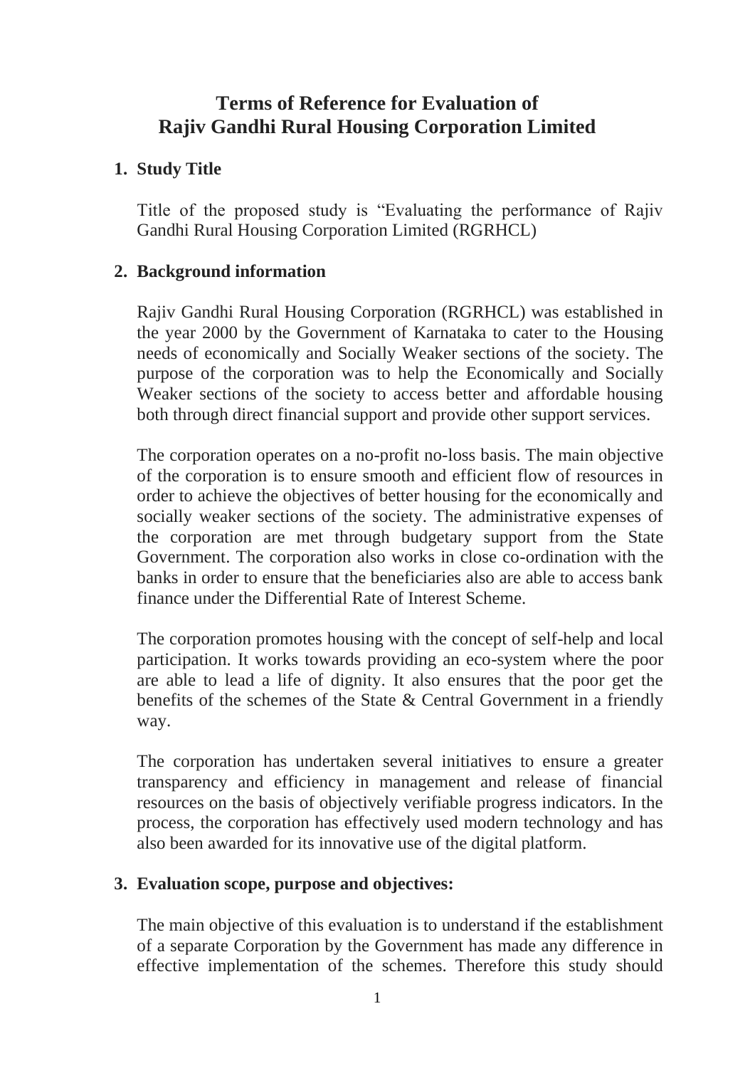# Terms of Reference for Evaluation of Rajiv Gandhi Rural Housing Corporation Limited

## 1. Study Title

Title of the proposed study is "Evaluating the performance of Rajiv Gandhi Rural Housing Corporation Limited (RGRHCL)

## 2. Background information

Rajiv Gandhi Rural Housing Corporation (RGRHCL) was established in the year 2000 by the Government of Karnataka to cater to the Housing needs of economically and Socially Weaker sections of the society. The purpose of the corporation was to help the Economically and Socially Weaker sections of the society to access better and affordable housing both through direct financial support and provide other support services.

The corporation operates on a no-profit no-loss basis. The main objective of the corporation is to ensure smooth and efficient flow of resources in order to achieve the objectives of better housing for the economically and socially weaker sections of the society. The administrative expenses of the corporation are met through budgetary support from the State Government. The corporation also works in close co-ordination with the banks in order to ensure that the beneficiaries also are able to access bank finance under the Differential Rate of Interest Scheme.

The corporation promotes housing with the concept of self-help and local participation. It works towards providing an eco-system where the poor are able to lead a life of dignity. It also ensures that the poor get the benefits of the schemes of the State & Central Government in a friendly way.

The corporation has undertaken several initiatives to ensure a greater transparency and efficiency in management and release of financial resources on the basis of objectively verifiable progress indicators. In the process, the corporation has effectively used modern technology and has also been awarded for its innovative use of the digital platform.

## 3. Evaluation scope, purpose and objectives:

The main objective of this evaluation is to understand if the establishment of a separate Corporation by the Government has made any difference in effective implementation of the schemes. Therefore this study should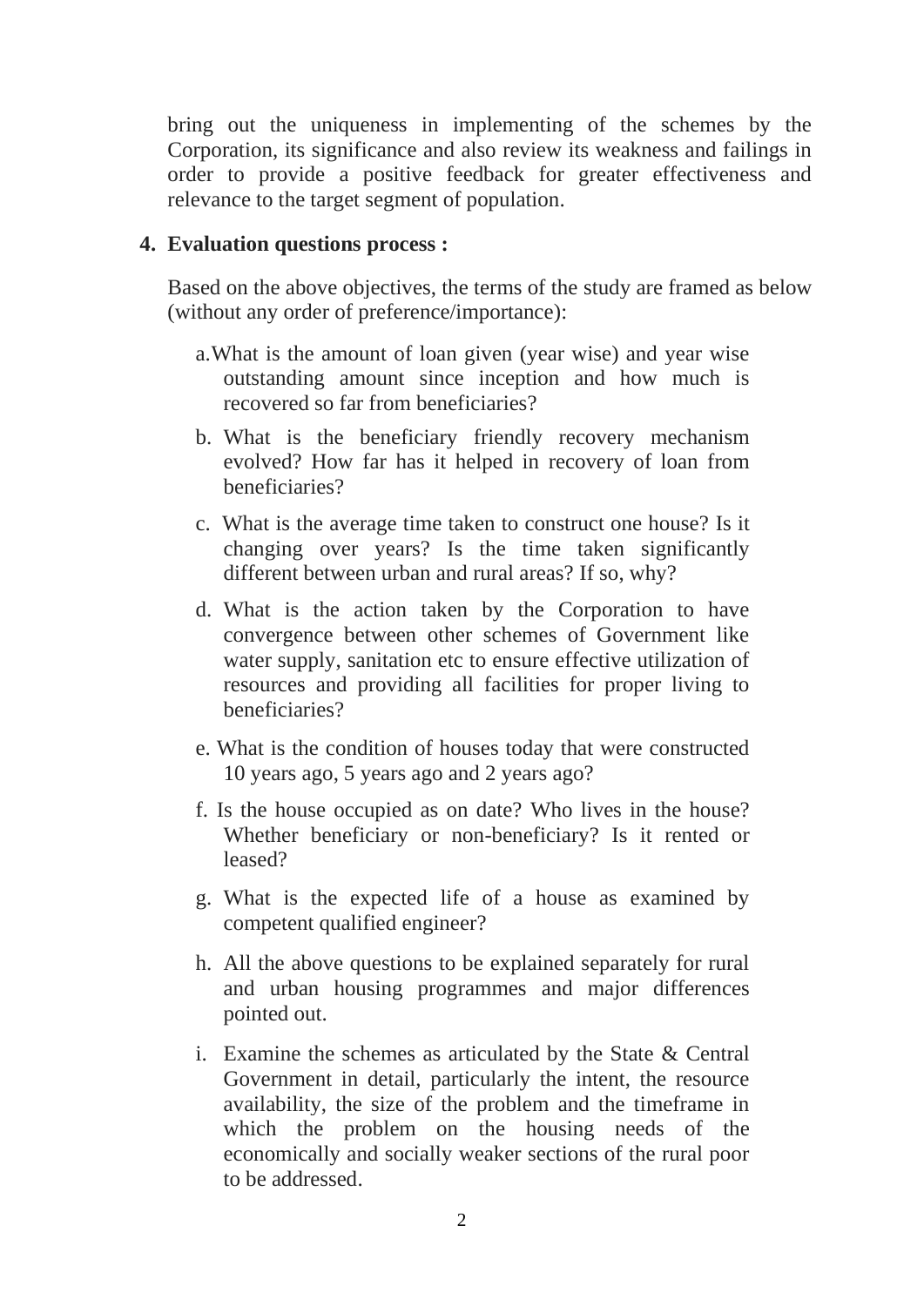bring out the uniqueness in implementing of the schemes by the Corporation, its significance and also review its weakness and failings in order to provide a positive feedback for greater effectiveness and relevance to the target segment of population.

**4. Evaluation questions process :**

Based on the above objectives, the terms of the study are framed as below (without any order of preference/importance):

a. What is the amount of loan given (year wise) and year wise outstanding amount since inception and how much is recovered so far from beneficiaries?

b. What is the beneficiary friendly recovery mechanism evolved? How far has it helped in recovery of loan from beneficiaries?

c. What is the average time taken to construct one house? Is it changing over years? Is the time taken significantly different between urban and rural areas? If so, why?

d. What is the action taken by the Corporation to have convergence between other schemes of Government like water supply, sanitation etc to ensure effective utilization of resources and providing all facilities for proper living to beneficiaries?

e. What is the condition of houses today that were constructed 10 years ago, 5 years ago and 2 years ago?

f. Is the house occupied as on date? Who lives in the house? Whether beneficiary or non-beneficiary? Is it rented or leased?

g. What is the expected life of a house as examined by competent qualified engineer?

h. All the above questions to be explained separately for rural and urban housing programmes and major differences pointed out.

i. Examine the schemes as articulated by the State & Central Government in detail, particularly the intent, the resource availability, the size of the problem and the timeframe in which the problem on the housing needs of the economically and socially weaker sections of the rural poor to be addressed.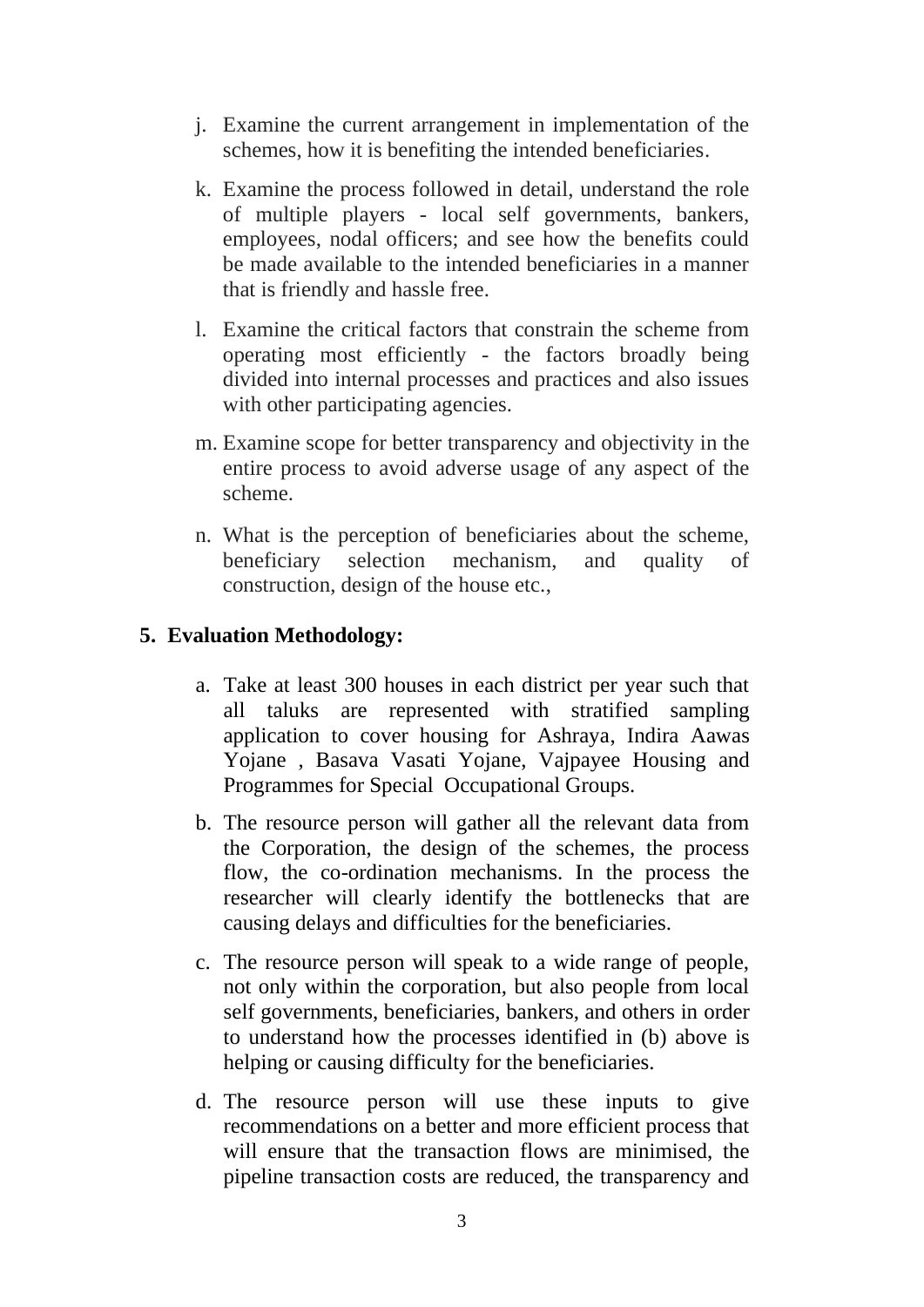j. Examine the current arrangement in implementation of the schemes, how it is benefiting the intended beneficiaries.

k. Examine the process followed in detail, understand the role of multiple players - local self governments, bankers, employees, nodal officers; and see how the benefits could be made available to the intended beneficiaries in a manner that is friendly and hassle free.

l. Examine the critical factors that constrain the scheme from operating most efficiently - the factors broadly being divided into internal processes and practices and also issues with other participating agencies.

m. Examine scope for better transparency and objectivity in the entire process to avoid adverse usage of any aspect of the scheme.

n. What is the perception of beneficiaries about the scheme, beneficiary selection mechanism, and quality of construction, design of the house etc.,

## 5. Evaluation Methodology:

a. Take at least 300 houses in each district per year such that all taluks are represented with stratified sampling application to cover housing for Ashraya, Indira Aawas Yojane , Basava Vasati Yojane, Vajpayee Housing and Programmes for Special Occupational Groups.

b. The resource person will gather all the relevant data from the Corporation, the design of the schemes, the process flow, the co-ordination mechanisms. In the process the researcher will clearly identify the bottlenecks that are causing delays and difficulties for the beneficiaries.

c. The resource person will speak to a wide range of people, not only within the corporation, but also people from local self governments, beneficiaries, bankers, and others in order to understand how the processes identified in (b) above is helping or causing difficulty for the beneficiaries.

d. The resource person will use these inputs to give recommendations on a better and more efficient process that will ensure that the transaction flows are minimised, the pipeline transaction costs are reduced, the transparency and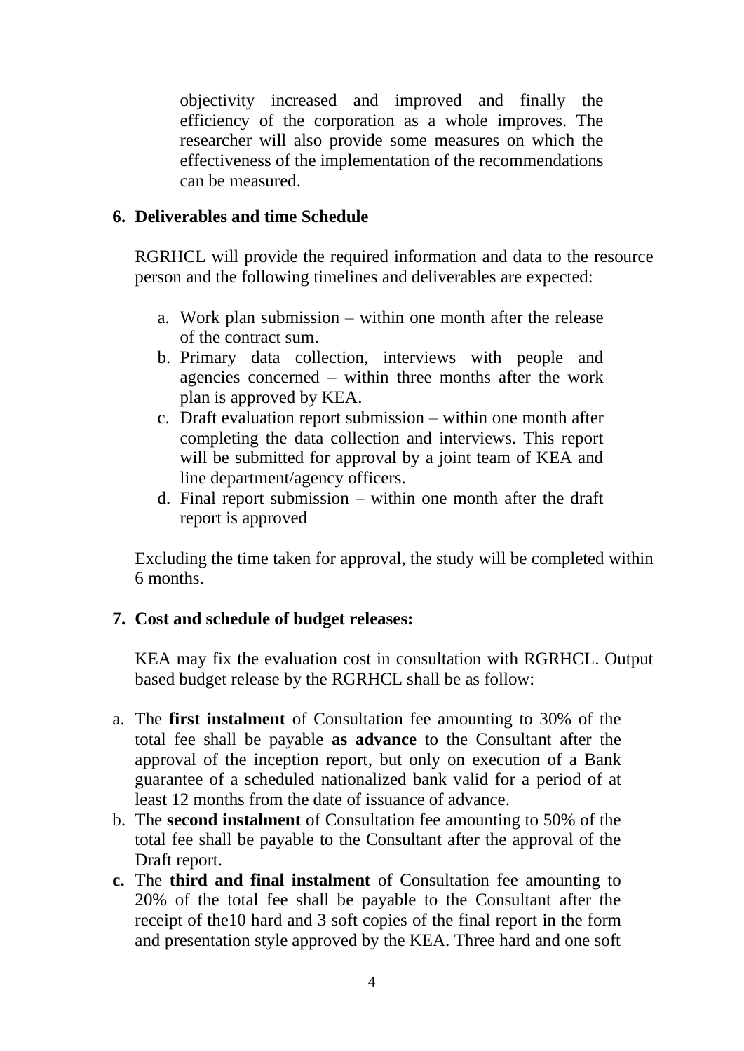objectivity increased and improved and finally the efficiency of the corporation as a whole improves. The researcher will also provide some measures on which the effectiveness of the implementation of the recommendations can be measured.

## 6. Deliverables and time Schedule

RGRHCL will provide the required information and data to the resource person and the following timelines and deliverables are expected:

a. Work plan submission – within one month after the release of the contract sum.
b. Primary data collection, interviews with people and agencies concerned – within three months after the work plan is approved by KEA.
c. Draft evaluation report submission – within one month after completing the data collection and interviews. This report will be submitted for approval by a joint team of KEA and line department/agency officers.
d. Final report submission – within one month after the draft report is approved

Excluding the time taken for approval, the study will be completed within 6 months.

## 7. Cost and schedule of budget releases:

KEA may fix the evaluation cost in consultation with RGRHCL. Output based budget release by the RGRHCL shall be as follow:

a. The **first instalment** of Consultation fee amounting to 30% of the total fee shall be payable **as advance** to the Consultant after the approval of the inception report, but only on execution of a Bank guarantee of a scheduled nationalized bank valid for a period of at least 12 months from the date of issuance of advance.
b. The **second instalment** of Consultation fee amounting to 50% of the total fee shall be payable to the Consultant after the approval of the Draft report.
**c.** The **third and final instalment** of Consultation fee amounting to 20% of the total fee shall be payable to the Consultant after the receipt of the10 hard and 3 soft copies of the final report in the form and presentation style approved by the KEA. Three hard and one soft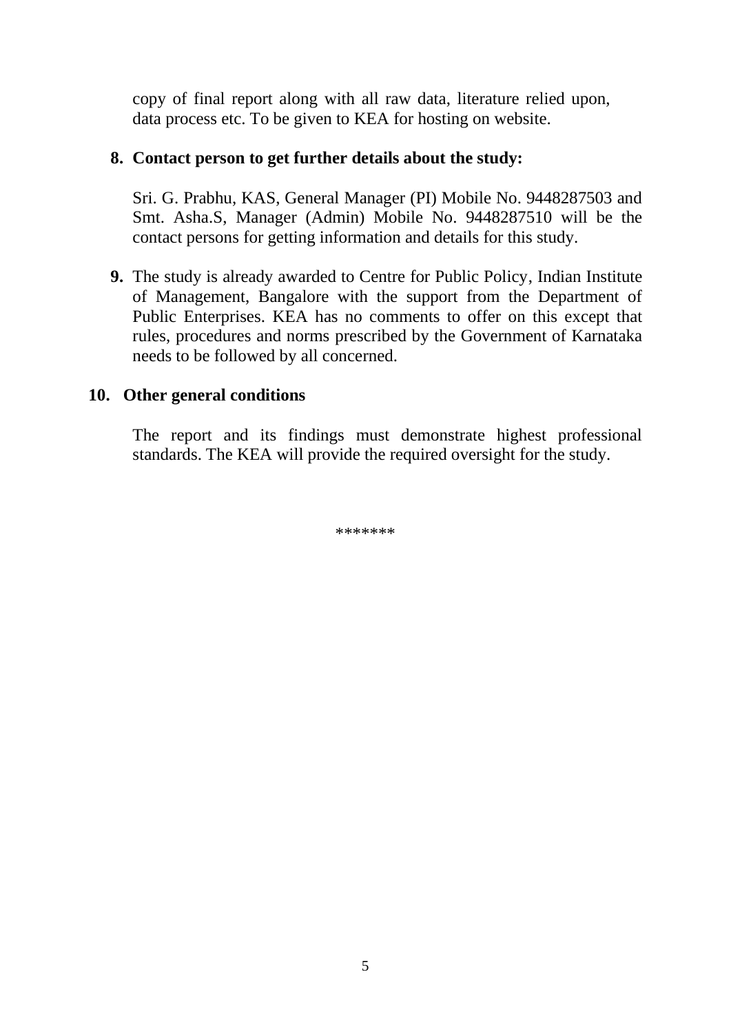copy of final report along with all raw data, literature relied upon, data process etc. To be given to KEA for hosting on website.

**8. Contact person to get further details about the study:**

Sri. G. Prabhu, KAS, General Manager (PI) Mobile No. 9448287503 and Smt. Asha.S, Manager (Admin) Mobile No. 9448287510 will be the contact persons for getting information and details for this study.

**9.** The study is already awarded to Centre for Public Policy, Indian Institute of Management, Bangalore with the support from the Department of Public Enterprises. KEA has no comments to offer on this except that rules, procedures and norms prescribed by the Government of Karnataka needs to be followed by all concerned.

**10. Other general conditions**

The report and its findings must demonstrate highest professional standards. The KEA will provide the required oversight for the study.

*******